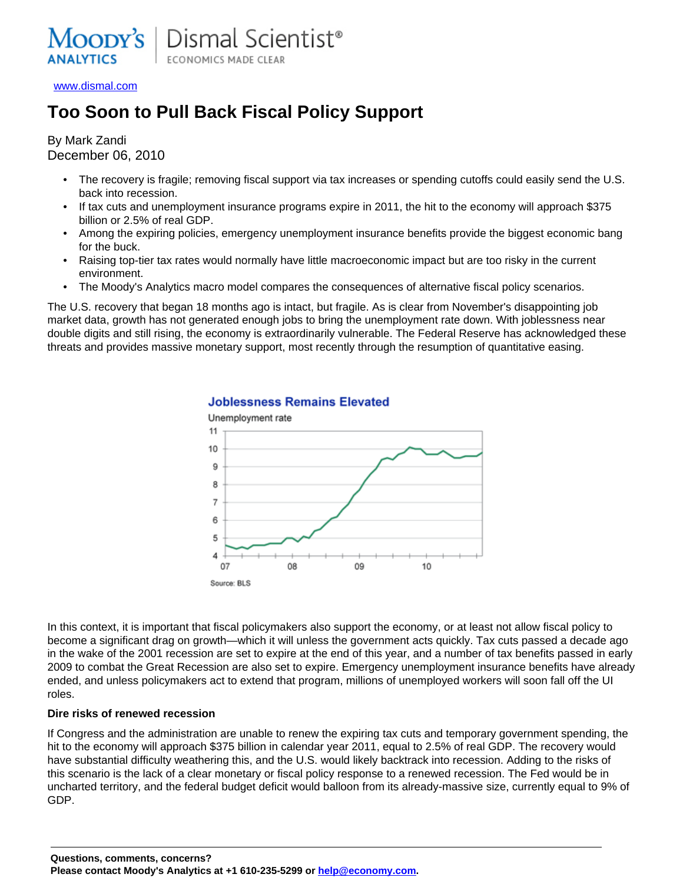Moody's Analytics | Dismal Scientist® ECONOMICS MADE CLEAR

www.dismal.com

# Too Soon to Pull Back Fiscal Policy Support

By Mark Zandi
December 06, 2010

- The recovery is fragile; removing fiscal support via tax increases or spending cutoffs could easily send the U.S. back into recession.
- If tax cuts and unemployment insurance programs expire in 2011, the hit to the economy will approach $375 billion or 2.5% of real GDP.
- Among the expiring policies, emergency unemployment insurance benefits provide the biggest economic bang for the buck.
- Raising top-tier tax rates would normally have little macroeconomic impact but are too risky in the current environment.
- The Moody's Analytics macro model compares the consequences of alternative fiscal policy scenarios.

The U.S. recovery that began 18 months ago is intact, but fragile. As is clear from November's disappointing job market data, growth has not generated enough jobs to bring the unemployment rate down. With joblessness near double digits and still rising, the economy is extraordinarily vulnerable. The Federal Reserve has acknowledged these threats and provides massive monetary support, most recently through the resumption of quantitative easing.

**Joblessness Remains Elevated**

Unemployment rate

Source: BLS

In this context, it is important that fiscal policymakers also support the economy, or at least not allow fiscal policy to become a significant drag on growth—which it will unless the government acts quickly. Tax cuts passed a decade ago in the wake of the 2001 recession are set to expire at the end of this year, and a number of tax benefits passed in early 2009 to combat the Great Recession are also set to expire. Emergency unemployment insurance benefits have already ended, and unless policymakers act to extend that program, millions of unemployed workers will soon fall off the UI roles.

**Dire risks of renewed recession**

If Congress and the administration are unable to renew the expiring tax cuts and temporary government spending, the hit to the economy will approach $375 billion in calendar year 2011, equal to 2.5% of real GDP. The recovery would have substantial difficulty weathering this, and the U.S. would likely backtrack into recession. Adding to the risks of this scenario is the lack of a clear monetary or fiscal policy response to a renewed recession. The Fed would be in uncharted territory, and the federal budget deficit would balloon from its already-massive size, currently equal to 9% of GDP.

**Questions, comments, concerns?**
**Please contact Moody's Analytics at +1 610-235-5299 or help@economy.com.**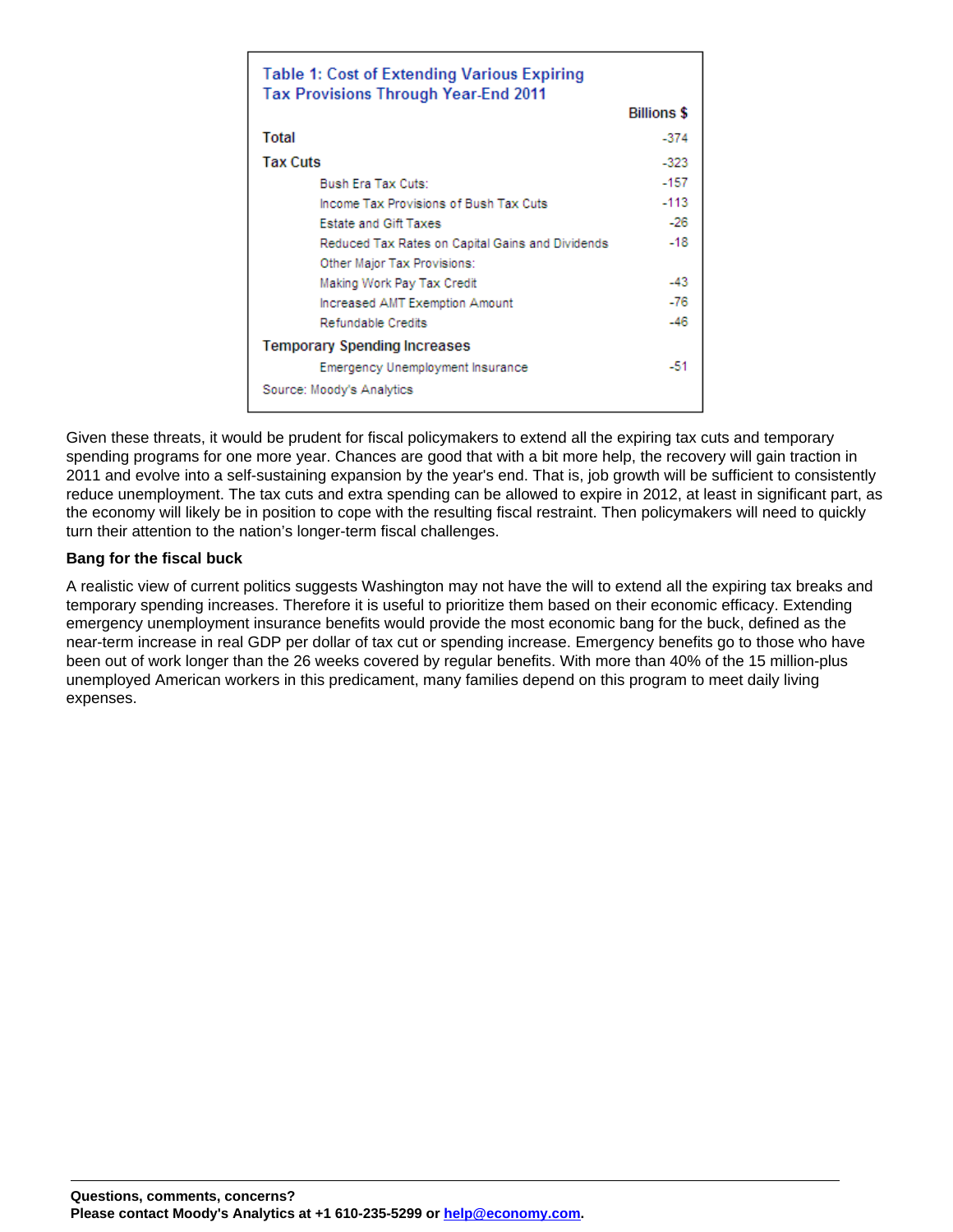**Table 1: Cost of Extending Various Expiring Tax Provisions Through Year-End 2011**

| | Billions $ |
|---|---|
| **Total** | -374 |
| **Tax Cuts** | -323 |
| Bush Era Tax Cuts: | -157 |
| Income Tax Provisions of Bush Tax Cuts | -113 |
| Estate and Gift Taxes | -26 |
| Reduced Tax Rates on Capital Gains and Dividends | -18 |
| Other Major Tax Provisions: | |
| Making Work Pay Tax Credit | -43 |
| Increased AMT Exemption Amount | -76 |
| Refundable Credits | -46 |
| **Temporary Spending Increases** | |
| Emergency Unemployment Insurance | -51 |

Source: Moody's Analytics

Given these threats, it would be prudent for fiscal policymakers to extend all the expiring tax cuts and temporary spending programs for one more year. Chances are good that with a bit more help, the recovery will gain traction in 2011 and evolve into a self-sustaining expansion by the year's end. That is, job growth will be sufficient to consistently reduce unemployment. The tax cuts and extra spending can be allowed to expire in 2012, at least in significant part, as the economy will likely be in position to cope with the resulting fiscal restraint. Then policymakers will need to quickly turn their attention to the nation's longer-term fiscal challenges.

**Bang for the fiscal buck**

A realistic view of current politics suggests Washington may not have the will to extend all the expiring tax breaks and temporary spending increases. Therefore it is useful to prioritize them based on their economic efficacy. Extending emergency unemployment insurance benefits would provide the most economic bang for the buck, defined as the near-term increase in real GDP per dollar of tax cut or spending increase. Emergency benefits go to those who have been out of work longer than the 26 weeks covered by regular benefits. With more than 40% of the 15 million-plus unemployed American workers in this predicament, many families depend on this program to meet daily living expenses.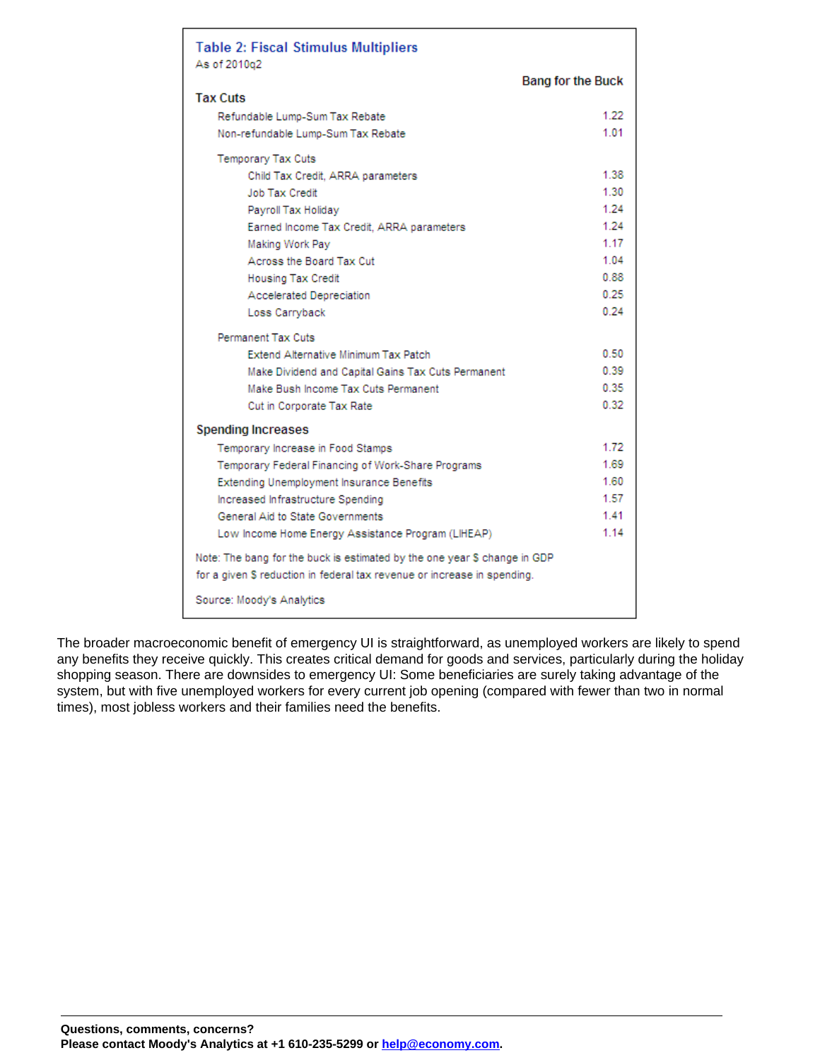**Table 2: Fiscal Stimulus Multipliers**
As of 2010q2

| | Bang for the Buck |
|---|---|
| **Tax Cuts** | |
| Refundable Lump-Sum Tax Rebate | 1.22 |
| Non-refundable Lump-Sum Tax Rebate | 1.01 |
| Temporary Tax Cuts | |
| Child Tax Credit, ARRA parameters | 1.38 |
| Job Tax Credit | 1.30 |
| Payroll Tax Holiday | 1.24 |
| Earned Income Tax Credit, ARRA parameters | 1.24 |
| Making Work Pay | 1.17 |
| Across the Board Tax Cut | 1.04 |
| Housing Tax Credit | 0.88 |
| Accelerated Depreciation | 0.25 |
| Loss Carryback | 0.24 |
| Permanent Tax Cuts | |
| Extend Alternative Minimum Tax Patch | 0.50 |
| Make Dividend and Capital Gains Tax Cuts Permanent | 0.39 |
| Make Bush Income Tax Cuts Permanent | 0.35 |
| Cut in Corporate Tax Rate | 0.32 |
| **Spending Increases** | |
| Temporary Increase in Food Stamps | 1.72 |
| Temporary Federal Financing of Work-Share Programs | 1.69 |
| Extending Unemployment Insurance Benefits | 1.60 |
| Increased Infrastructure Spending | 1.57 |
| General Aid to State Governments | 1.41 |
| Low Income Home Energy Assistance Program (LIHEAP) | 1.14 |

Note: The bang for the buck is estimated by the one year $ change in GDP for a given $ reduction in federal tax revenue or increase in spending.

Source: Moody's Analytics

The broader macroeconomic benefit of emergency UI is straightforward, as unemployed workers are likely to spend any benefits they receive quickly. This creates critical demand for goods and services, particularly during the holiday shopping season. There are downsides to emergency UI: Some beneficiaries are surely taking advantage of the system, but with five unemployed workers for every current job opening (compared with fewer than two in normal times), most jobless workers and their families need the benefits.

**Questions, comments, concerns?**
**Please contact Moody's Analytics at +1 610-235-5299 or help@economy.com.**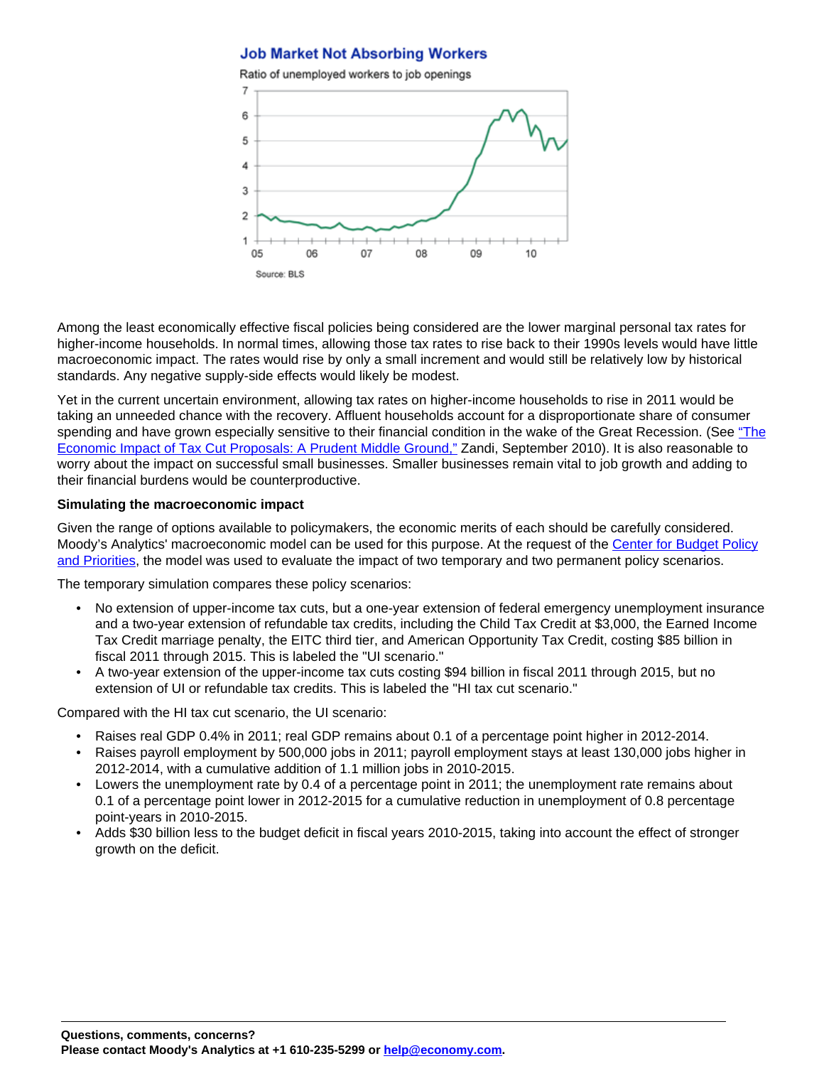**Job Market Not Absorbing Workers**

Ratio of unemployed workers to job openings

Source: BLS

Among the least economically effective fiscal policies being considered are the lower marginal personal tax rates for higher-income households. In normal times, allowing those tax rates to rise back to their 1990s levels would have little macroeconomic impact. The rates would rise by only a small increment and would still be relatively low by historical standards. Any negative supply-side effects would likely be modest.

Yet in the current uncertain environment, allowing tax rates on higher-income households to rise in 2011 would be taking an unneeded chance with the recovery. Affluent households account for a disproportionate share of consumer spending and have grown especially sensitive to their financial condition in the wake of the Great Recession. (See "The Economic Impact of Tax Cut Proposals: A Prudent Middle Ground," Zandi, September 2010). It is also reasonable to worry about the impact on successful small businesses. Smaller businesses remain vital to job growth and adding to their financial burdens would be counterproductive.

**Simulating the macroeconomic impact**

Given the range of options available to policymakers, the economic merits of each should be carefully considered. Moody's Analytics' macroeconomic model can be used for this purpose. At the request of the Center for Budget Policy and Priorities, the model was used to evaluate the impact of two temporary and two permanent policy scenarios.

The temporary simulation compares these policy scenarios:

- No extension of upper-income tax cuts, but a one-year extension of federal emergency unemployment insurance and a two-year extension of refundable tax credits, including the Child Tax Credit at $3,000, the Earned Income Tax Credit marriage penalty, the EITC third tier, and American Opportunity Tax Credit, costing $85 billion in fiscal 2011 through 2015. This is labeled the "UI scenario."
- A two-year extension of the upper-income tax cuts costing $94 billion in fiscal 2011 through 2015, but no extension of UI or refundable tax credits. This is labeled the "HI tax cut scenario."

Compared with the HI tax cut scenario, the UI scenario:

- Raises real GDP 0.4% in 2011; real GDP remains about 0.1 of a percentage point higher in 2012-2014.
- Raises payroll employment by 500,000 jobs in 2011; payroll employment stays at least 130,000 jobs higher in 2012-2014, with a cumulative addition of 1.1 million jobs in 2010-2015.
- Lowers the unemployment rate by 0.4 of a percentage point in 2011; the unemployment rate remains about 0.1 of a percentage point lower in 2012-2015 for a cumulative reduction in unemployment of 0.8 percentage point-years in 2010-2015.
- Adds $30 billion less to the budget deficit in fiscal years 2010-2015, taking into account the effect of stronger growth on the deficit.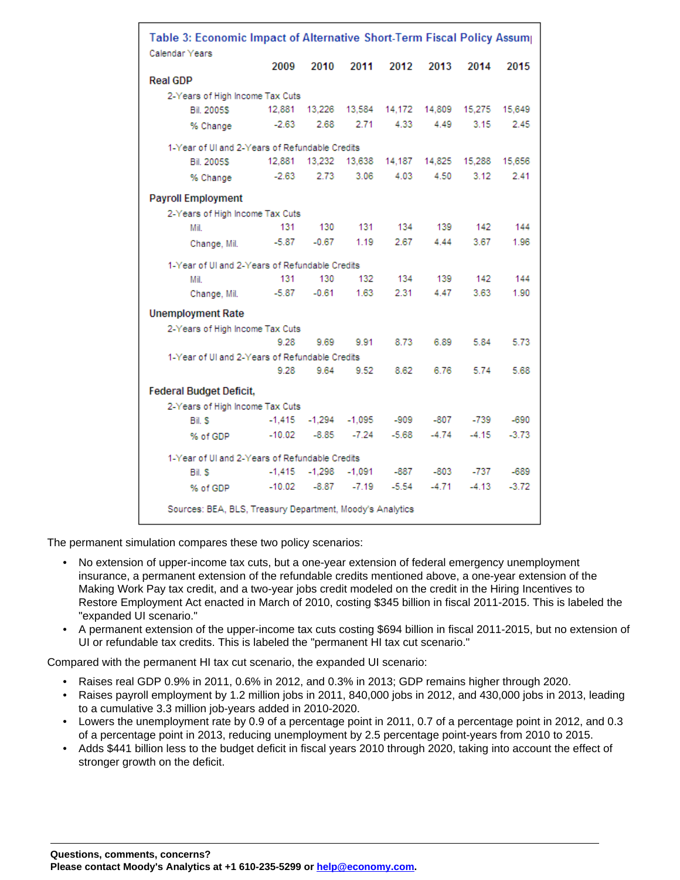**Table 3: Economic Impact of Alternative Short-Term Fiscal Policy Assum|**

Calendar Years

| | 2009 | 2010 | 2011 | 2012 | 2013 | 2014 | 2015 |
|---|---|---|---|---|---|---|---|
| **Real GDP** | | | | | | | |
| 2-Years of High Income Tax Cuts | | | | | | | |
| Bil. 2005$ | 12,881 | 13,226 | 13,584 | 14,172 | 14,809 | 15,275 | 15,649 |
| % Change | -2.63 | 2.68 | 2.71 | 4.33 | 4.49 | 3.15 | 2.45 |
| 1-Year of UI and 2-Years of Refundable Credits | | | | | | | |
| Bil. 2005$ | 12,881 | 13,232 | 13,638 | 14,187 | 14,825 | 15,288 | 15,656 |
| % Change | -2.63 | 2.73 | 3.06 | 4.03 | 4.50 | 3.12 | 2.41 |
| **Payroll Employment** | | | | | | | |
| 2-Years of High Income Tax Cuts | | | | | | | |
| Mil. | 131 | 130 | 131 | 134 | 139 | 142 | 144 |
| Change, Mil. | -5.87 | -0.67 | 1.19 | 2.67 | 4.44 | 3.67 | 1.96 |
| 1-Year of UI and 2-Years of Refundable Credits | | | | | | | |
| Mil. | 131 | 130 | 132 | 134 | 139 | 142 | 144 |
| Change, Mil. | -5.87 | -0.61 | 1.63 | 2.31 | 4.47 | 3.63 | 1.90 |
| **Unemployment Rate** | | | | | | | |
| 2-Years of High Income Tax Cuts | 9.28 | 9.69 | 9.91 | 8.73 | 6.89 | 5.84 | 5.73 |
| 1-Year of UI and 2-Years of Refundable Credits | 9.28 | 9.64 | 9.52 | 8.62 | 6.76 | 5.74 | 5.68 |
| **Federal Budget Deficit,** | | | | | | | |
| 2-Years of High Income Tax Cuts | | | | | | | |
| Bil. $ | -1,415 | -1,294 | -1,095 | -909 | -807 | -739 | -690 |
| % of GDP | -10.02 | -8.85 | -7.24 | -5.68 | -4.74 | -4.15 | -3.73 |
| 1-Year of UI and 2-Years of Refundable Credits | | | | | | | |
| Bil. $ | -1,415 | -1,298 | -1,091 | -887 | -803 | -737 | -689 |
| % of GDP | -10.02 | -8.87 | -7.19 | -5.54 | -4.71 | -4.13 | -3.72 |

Sources: BEA, BLS, Treasury Department, Moody's Analytics

The permanent simulation compares these two policy scenarios:

- No extension of upper-income tax cuts, but a one-year extension of federal emergency unemployment insurance, a permanent extension of the refundable credits mentioned above, a one-year extension of the Making Work Pay tax credit, and a two-year jobs credit modeled on the credit in the Hiring Incentives to Restore Employment Act enacted in March of 2010, costing $345 billion in fiscal 2011-2015. This is labeled the "expanded UI scenario."
- A permanent extension of the upper-income tax cuts costing $694 billion in fiscal 2011-2015, but no extension of UI or refundable tax credits. This is labeled the "permanent HI tax cut scenario."

Compared with the permanent HI tax cut scenario, the expanded UI scenario:

- Raises real GDP 0.9% in 2011, 0.6% in 2012, and 0.3% in 2013; GDP remains higher through 2020.
- Raises payroll employment by 1.2 million jobs in 2011, 840,000 jobs in 2012, and 430,000 jobs in 2013, leading to a cumulative 3.3 million job-years added in 2010-2020.
- Lowers the unemployment rate by 0.9 of a percentage point in 2011, 0.7 of a percentage point in 2012, and 0.3 of a percentage point in 2013, reducing unemployment by 2.5 percentage point-years from 2010 to 2015.
- Adds $441 billion less to the budget deficit in fiscal years 2010 through 2020, taking into account the effect of stronger growth on the deficit.

**Questions, comments, concerns?**
**Please contact Moody's Analytics at +1 610-235-5299 or help@economy.com.**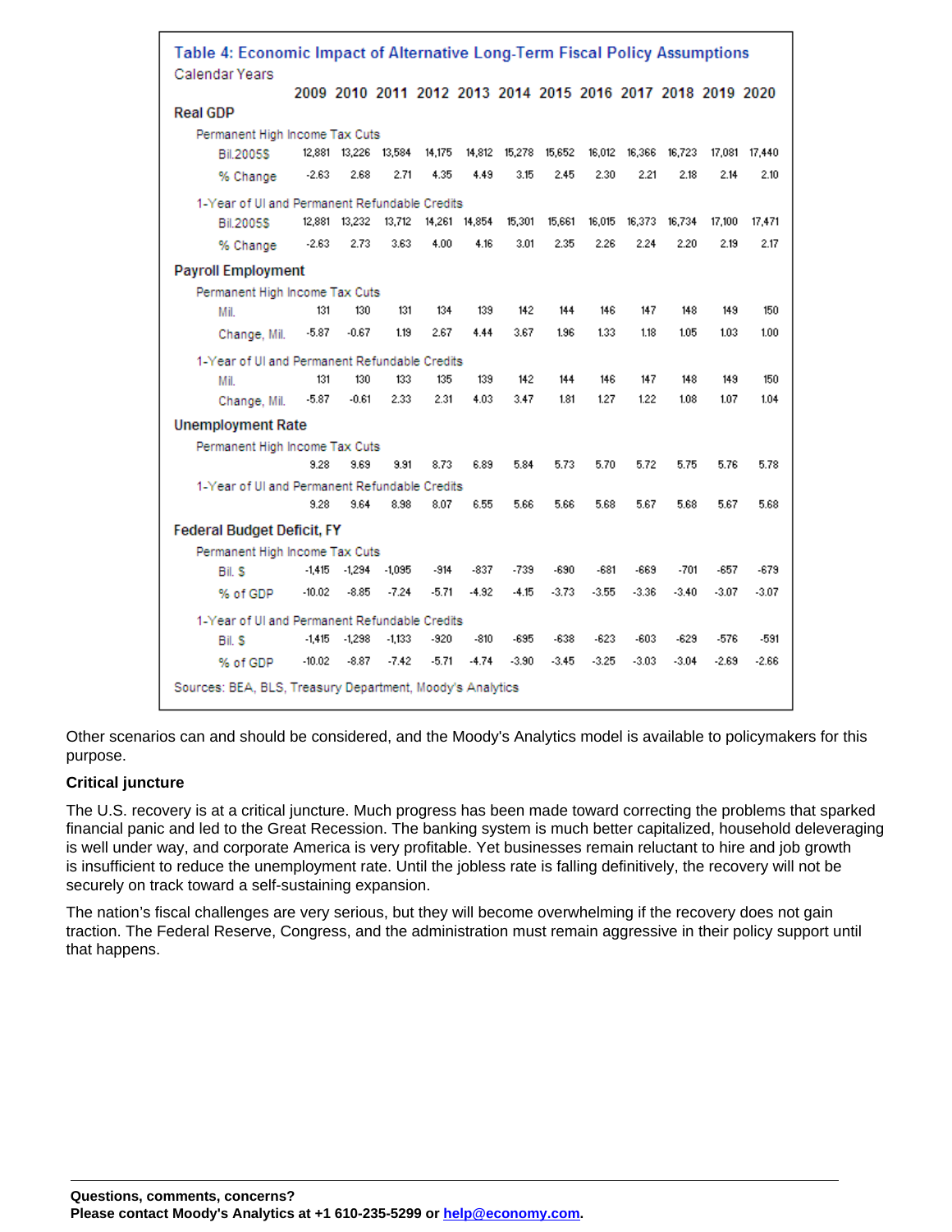**Table 4: Economic Impact of Alternative Long-Term Fiscal Policy Assumptions**

Calendar Years

| | 2009 | 2010 | 2011 | 2012 | 2013 | 2014 | 2015 | 2016 | 2017 | 2018 | 2019 | 2020 |
|---|---|---|---|---|---|---|---|---|---|---|---|---|
| **Real GDP** | | | | | | | | | | | | |
| Permanent High Income Tax Cuts | | | | | | | | | | | | |
| Bil.2005$ | 12,881 | 13,226 | 13,584 | 14,175 | 14,812 | 15,278 | 15,652 | 16,012 | 16,366 | 16,723 | 17,081 | 17,440 |
| % Change | -2.63 | 2.68 | 2.71 | 4.35 | 4.49 | 3.15 | 2.45 | 2.30 | 2.21 | 2.18 | 2.14 | 2.10 |
| 1-Year of UI and Permanent Refundable Credits | | | | | | | | | | | | |
| Bil.2005$ | 12,881 | 13,232 | 13,712 | 14,261 | 14,854 | 15,301 | 15,661 | 16,015 | 16,373 | 16,734 | 17,100 | 17,471 |
| % Change | -2.63 | 2.73 | 3.63 | 4.00 | 4.16 | 3.01 | 2.35 | 2.26 | 2.24 | 2.20 | 2.19 | 2.17 |
| **Payroll Employment** | | | | | | | | | | | | |
| Permanent High Income Tax Cuts | | | | | | | | | | | | |
| Mil. | 131 | 130 | 131 | 134 | 139 | 142 | 144 | 146 | 147 | 148 | 149 | 150 |
| Change, Mil. | -5.87 | -0.67 | 1.19 | 2.67 | 4.44 | 3.67 | 1.96 | 1.33 | 1.18 | 1.05 | 1.03 | 1.00 |
| 1-Year of UI and Permanent Refundable Credits | | | | | | | | | | | | |
| Mil. | 131 | 130 | 133 | 135 | 139 | 142 | 144 | 146 | 147 | 148 | 149 | 150 |
| Change, Mil. | -5.87 | -0.61 | 2.33 | 2.31 | 4.03 | 3.47 | 1.81 | 1.27 | 1.22 | 1.08 | 1.07 | 1.04 |
| **Unemployment Rate** | | | | | | | | | | | | |
| Permanent High Income Tax Cuts | 9.28 | 9.69 | 9.91 | 8.73 | 6.89 | 5.84 | 5.73 | 5.70 | 5.72 | 5.75 | 5.76 | 5.78 |
| 1-Year of UI and Permanent Refundable Credits | 9.28 | 9.64 | 8.98 | 8.07 | 6.55 | 5.66 | 5.66 | 5.68 | 5.67 | 5.68 | 5.67 | 5.68 |
| **Federal Budget Deficit, FY** | | | | | | | | | | | | |
| Permanent High Income Tax Cuts | | | | | | | | | | | | |
| Bil. $ | -1,415 | -1,294 | -1,095 | -914 | -837 | -739 | -690 | -681 | -669 | -701 | -657 | -679 |
| % of GDP | -10.02 | -8.85 | -7.24 | -5.71 | -4.92 | -4.15 | -3.73 | -3.55 | -3.36 | -3.40 | -3.07 | -3.07 |
| 1-Year of UI and Permanent Refundable Credits | | | | | | | | | | | | |
| Bil. $ | -1,415 | -1,298 | -1,133 | -920 | -810 | -695 | -638 | -623 | -603 | -629 | -576 | -591 |
| % of GDP | -10.02 | -8.87 | -7.42 | -5.71 | -4.74 | -3.90 | -3.45 | -3.25 | -3.03 | -3.04 | -2.69 | -2.66 |

Sources: BEA, BLS, Treasury Department, Moody's Analytics

Other scenarios can and should be considered, and the Moody's Analytics model is available to policymakers for this purpose.

**Critical juncture**

The U.S. recovery is at a critical juncture. Much progress has been made toward correcting the problems that sparked financial panic and led to the Great Recession. The banking system is much better capitalized, household deleveraging is well under way, and corporate America is very profitable. Yet businesses remain reluctant to hire and job growth is insufficient to reduce the unemployment rate. Until the jobless rate is falling definitively, the recovery will not be securely on track toward a self-sustaining expansion.

The nation's fiscal challenges are very serious, but they will become overwhelming if the recovery does not gain traction. The Federal Reserve, Congress, and the administration must remain aggressive in their policy support until that happens.

**Questions, comments, concerns?**
**Please contact Moody's Analytics at +1 610-235-5299 or help@economy.com.**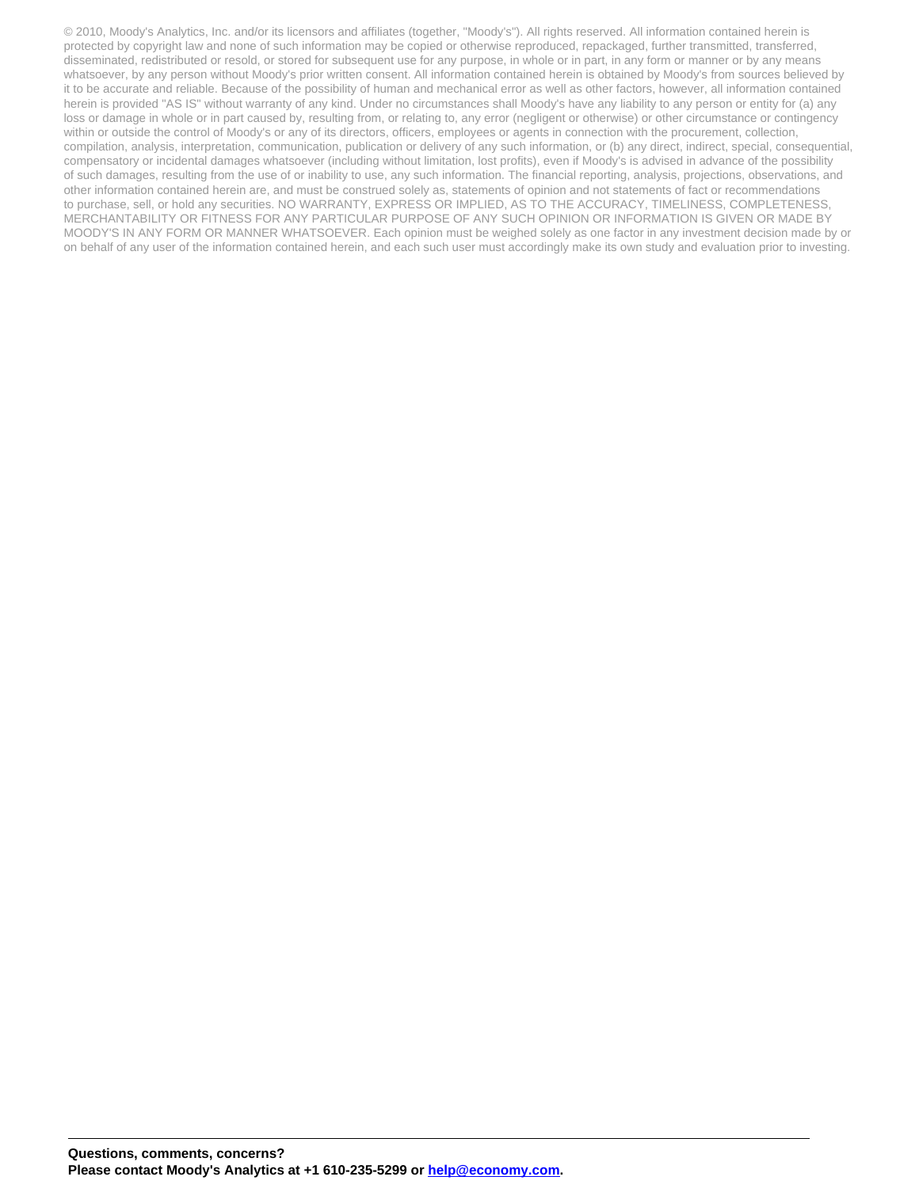© 2010, Moody's Analytics, Inc. and/or its licensors and affiliates (together, "Moody's"). All rights reserved. All information contained herein is protected by copyright law and none of such information may be copied or otherwise reproduced, repackaged, further transmitted, transferred, disseminated, redistributed or resold, or stored for subsequent use for any purpose, in whole or in part, in any form or manner or by any means whatsoever, by any person without Moody's prior written consent. All information contained herein is obtained by Moody's from sources believed by it to be accurate and reliable. Because of the possibility of human and mechanical error as well as other factors, however, all information contained herein is provided "AS IS" without warranty of any kind. Under no circumstances shall Moody's have any liability to any person or entity for (a) any loss or damage in whole or in part caused by, resulting from, or relating to, any error (negligent or otherwise) or other circumstance or contingency within or outside the control of Moody's or any of its directors, officers, employees or agents in connection with the procurement, collection, compilation, analysis, interpretation, communication, publication or delivery of any such information, or (b) any direct, indirect, special, consequential, compensatory or incidental damages whatsoever (including without limitation, lost profits), even if Moody's is advised in advance of the possibility of such damages, resulting from the use of or inability to use, any such information. The financial reporting, analysis, projections, observations, and other information contained herein are, and must be construed solely as, statements of opinion and not statements of fact or recommendations to purchase, sell, or hold any securities. NO WARRANTY, EXPRESS OR IMPLIED, AS TO THE ACCURACY, TIMELINESS, COMPLETENESS, MERCHANTABILITY OR FITNESS FOR ANY PARTICULAR PURPOSE OF ANY SUCH OPINION OR INFORMATION IS GIVEN OR MADE BY MOODY'S IN ANY FORM OR MANNER WHATSOEVER. Each opinion must be weighed solely as one factor in any investment decision made by or on behalf of any user of the information contained herein, and each such user must accordingly make its own study and evaluation prior to investing.

**Questions, comments, concerns?**
**Please contact Moody's Analytics at +1 610-235-5299 or help@economy.com.**